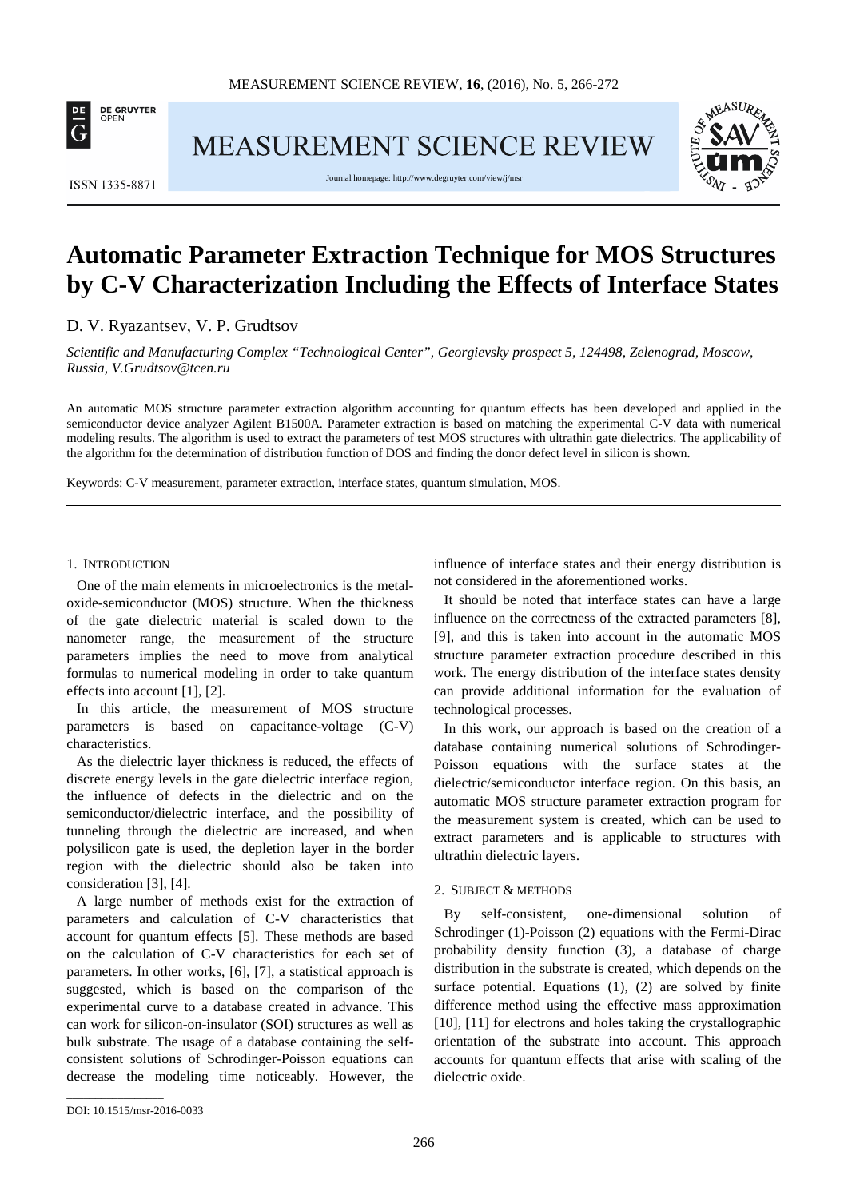# Automatic Parameter Extraction Technique for MOS Structures by C-V Characterization Including the Effects of Interface States

D. V. Ryazantsev, V. P. Grudtsov

*Scientific and Manufacturing Complex "Technological Center", Georgievsky prospect 5, 124498, Zelenograd, Moscow, Russia, V.Grudtsov@tcen.ru*

An automatic MOS structure parameter extraction algorithm accounting for quantum effects has been developed and applied in the semiconductor device analyzer Agilent B1500A. Parameter extraction is based on matching the experimental C-V data with numerical modeling results. The algorithm is used to extract the parameters of test MOS structures with ultrathin gate dielectrics. The applicability of the algorithm for the determination of distribution function of DOS and finding the donor defect level in silicon is shown.

Keywords: C-V measurement, parameter extraction, interface states, quantum simulation, MOS.

## 1. Introduction

One of the main elements in microelectronics is the metal-oxide-semiconductor (MOS) structure. When the thickness of the gate dielectric material is scaled down to the nanometer range, the measurement of the structure parameters implies the need to move from analytical formulas to numerical modeling in order to take quantum effects into account [1], [2].

In this article, the measurement of MOS structure parameters is based on capacitance-voltage (C-V) characteristics.

As the dielectric layer thickness is reduced, the effects of discrete energy levels in the gate dielectric interface region, the influence of defects in the dielectric and on the semiconductor/dielectric interface, and the possibility of tunneling through the dielectric are increased, and when polysilicon gate is used, the depletion layer in the border region with the dielectric should also be taken into consideration [3], [4].

A large number of methods exist for the extraction of parameters and calculation of C-V characteristics that account for quantum effects [5]. These methods are based on the calculation of C-V characteristics for each set of parameters. In other works, [6], [7], a statistical approach is suggested, which is based on the comparison of the experimental curve to a database created in advance. This can work for silicon-on-insulator (SOI) structures as well as bulk substrate. The usage of a database containing the self-consistent solutions of Schrodinger-Poisson equations can decrease the modeling time noticeably. However, the influence of interface states and their energy distribution is not considered in the aforementioned works.

It should be noted that interface states can have a large influence on the correctness of the extracted parameters [8], [9], and this is taken into account in the automatic MOS structure parameter extraction procedure described in this work. The energy distribution of the interface states density can provide additional information for the evaluation of technological processes.

In this work, our approach is based on the creation of a database containing numerical solutions of Schrodinger-Poisson equations with the surface states at the dielectric/semiconductor interface region. On this basis, an automatic MOS structure parameter extraction program for the measurement system is created, which can be used to extract parameters and is applicable to structures with ultrathin dielectric layers.

## 2. Subject & Methods

By self-consistent, one-dimensional solution of Schrodinger (1)-Poisson (2) equations with the Fermi-Dirac probability density function (3), a database of charge distribution in the substrate is created, which depends on the surface potential. Equations (1), (2) are solved by finite difference method using the effective mass approximation [10], [11] for electrons and holes taking the crystallographic orientation of the substrate into account. This approach accounts for quantum effects that arise with scaling of the dielectric oxide.

DOI: 10.1515/msr-2016-0033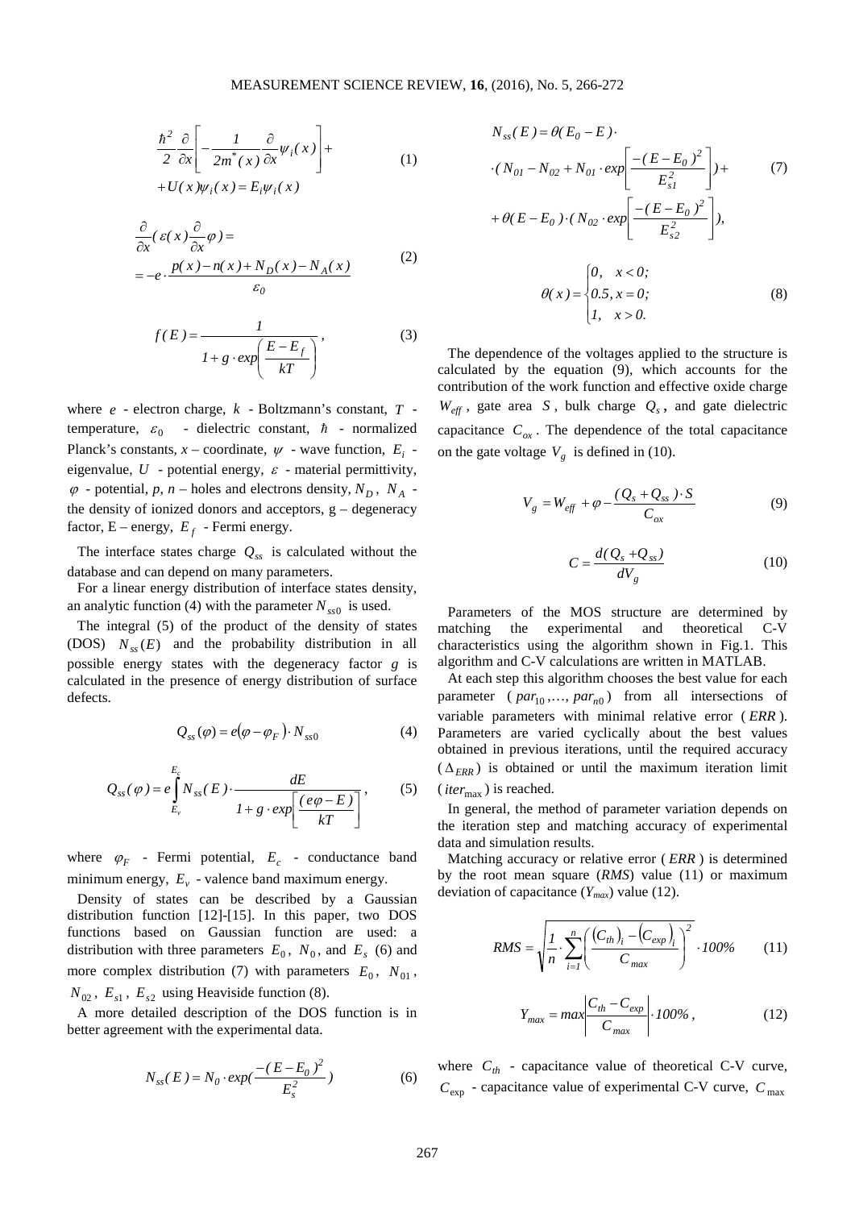$$\frac{\hbar^2}{2}\frac{\partial}{\partial x}\left[-\frac{1}{2m^*(x)}\frac{\partial}{\partial x}\psi_i(x)\right]+ \\ +U(x)\psi_i(x)=E_i\psi_i(x) \tag{1}$$

$$\frac{\partial}{\partial x}(\varepsilon(x)\frac{\partial}{\partial x}\varphi)= \\ =-e\cdot\frac{p(x)-n(x)+N_D(x)-N_A(x)}{\varepsilon_0} \tag{2}$$

$$f(E)=\frac{1}{1+g\cdot exp\left(\frac{E-E_f}{kT}\right)}, \tag{3}$$

where $e$ - electron charge, $k$ - Boltzmann's constant, $T$ - temperature, $\varepsilon_0$ - dielectric constant, $\hbar$ - normalized Planck's constants, $x$ – coordinate, $\psi$ - wave function, $E_i$ - eigenvalue, $U$ - potential energy, $\varepsilon$ - material permittivity, $\varphi$ - potential, $p$, $n$ – holes and electrons density, $N_D$, $N_A$ - the density of ionized donors and acceptors, g – degeneracy factor, E – energy, $E_f$ - Fermi energy.

The interface states charge $Q_{ss}$ is calculated without the database and can depend on many parameters.

For a linear energy distribution of interface states density, an analytic function (4) with the parameter $N_{ss0}$ is used.

The integral (5) of the product of the density of states (DOS) $N_{ss}(E)$ and the probability distribution in all possible energy states with the degeneracy factor $g$ is calculated in the presence of energy distribution of surface defects.

$$Q_{ss}(\varphi)=e(\varphi-\varphi_F)\cdot N_{ss0} \tag{4}$$

$$Q_{ss}(\varphi)=e\int_{E_v}^{E_c}N_{ss}(E)\cdot\frac{dE}{1+g\cdot exp\left[\frac{(e\varphi-E)}{kT}\right]}, \tag{5}$$

where $\varphi_F$ - Fermi potential, $E_c$ - conductance band minimum energy, $E_v$ - valence band maximum energy.

Density of states can be described by a Gaussian distribution function [12]-[15]. In this paper, two DOS functions based on Gaussian function are used: a distribution with three parameters $E_0$, $N_0$, and $E_s$ (6) and more complex distribution (7) with parameters $E_0$, $N_{01}$, $N_{02}$, $E_{s1}$, $E_{s2}$ using Heaviside function (8).

A more detailed description of the DOS function is in better agreement with the experimental data.

$$N_{ss}(E)=N_0\cdot exp(\frac{-(E-E_0)^2}{E_s^2}) \tag{6}$$

$$N_{ss}(E)=\theta(E_0-E)\cdot \\ \cdot(N_{01}-N_{02}+N_{01}\cdot exp\left[\frac{-(E-E_0)^2}{E_{s1}^2}\right])+ \\ +\theta(E-E_0)\cdot(N_{02}\cdot exp\left[\frac{-(E-E_0)^2}{E_{s2}^2}\right]), \tag{7}$$

$$\theta(x)=\begin{cases}0, & x<0;\\ 0.5, & x=0;\\ 1, & x>0.\end{cases} \tag{8}$$

The dependence of the voltages applied to the structure is calculated by the equation (9), which accounts for the contribution of the work function and effective oxide charge $W_{eff}$, gate area $S$, bulk charge $Q_s$, and gate dielectric capacitance $C_{ox}$. The dependence of the total capacitance on the gate voltage $V_g$ is defined in (10).

$$V_g=W_{eff}+\varphi-\frac{(Q_s+Q_{ss})\cdot S}{C_{ox}} \tag{9}$$

$$C=\frac{d(Q_s+Q_{ss})}{dV_g} \tag{10}$$

Parameters of the MOS structure are determined by matching the experimental and theoretical C-V characteristics using the algorithm shown in Fig.1. This algorithm and C-V calculations are written in MATLAB.

At each step this algorithm chooses the best value for each parameter ($par_{10},\dots,par_{n0}$) from all intersections of variable parameters with minimal relative error ($ERR$). Parameters are varied cyclically about the best values obtained in previous iterations, until the required accuracy ($\Delta_{ERR}$) is obtained or until the maximum iteration limit ($iter_{\max}$) is reached.

In general, the method of parameter variation depends on the iteration step and matching accuracy of experimental data and simulation results.

Matching accuracy or relative error ($ERR$) is determined by the root mean square (*RMS*) value (11) or maximum deviation of capacitance ($Y_{max}$) value (12).

$$RMS=\sqrt{\frac{1}{n}\cdot\sum_{i=1}^{n}\left(\frac{(C_{th})_i-(C_{exp})_i}{C_{max}}\right)^2}\cdot 100\% \tag{11}$$

$$Y_{max}=max\left|\frac{C_{th}-C_{exp}}{C_{max}}\right|\cdot 100\%, \tag{12}$$

where $C_{th}$ - capacitance value of theoretical C-V curve, $C_{\exp}$ - capacitance value of experimental C-V curve, $C_{\max}$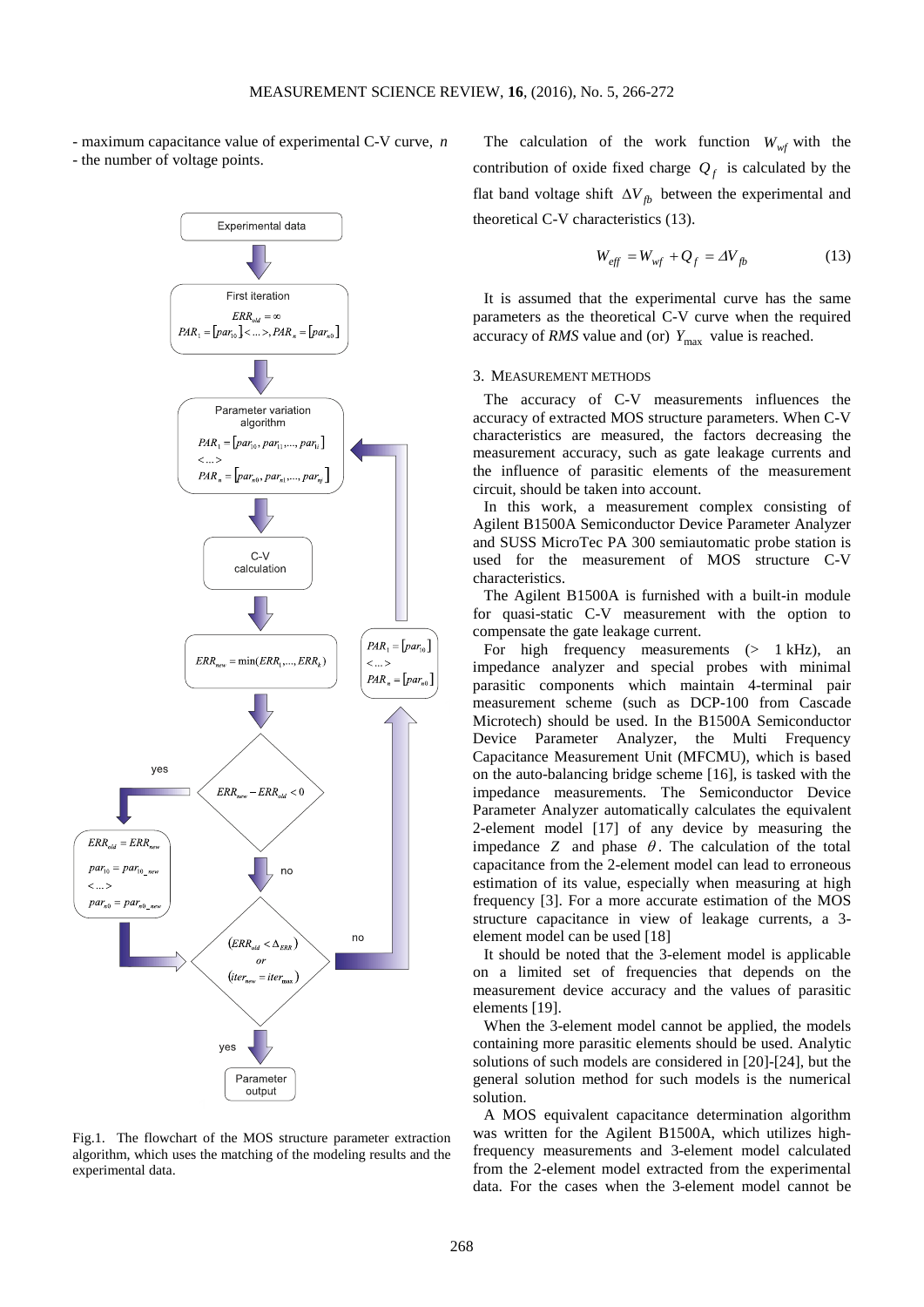- maximum capacitance value of experimental C-V curve, $n$ - the number of voltage points.

Fig.1. The flowchart of the MOS structure parameter extraction algorithm, which uses the matching of the modeling results and the experimental data.

The calculation of the work function $W_{wf}$ with the contribution of oxide fixed charge $Q_f$ is calculated by the flat band voltage shift $\Delta V_{fb}$ between the experimental and theoretical C-V characteristics (13).

$$W_{eff} = W_{wf} + Q_f = \Delta V_{fb} \tag{13}$$

It is assumed that the experimental curve has the same parameters as the theoretical C-V curve when the required accuracy of *RMS* value and (or) $Y_{\max}$ value is reached.

## 3. Measurement methods

The accuracy of C-V measurements influences the accuracy of extracted MOS structure parameters. When C-V characteristics are measured, the factors decreasing the measurement accuracy, such as gate leakage currents and the influence of parasitic elements of the measurement circuit, should be taken into account.

In this work, a measurement complex consisting of Agilent B1500A Semiconductor Device Parameter Analyzer and SUSS MicroTec PA 300 semiautomatic probe station is used for the measurement of MOS structure C-V characteristics.

The Agilent B1500A is furnished with a built-in module for quasi-static C-V measurement with the option to compensate the gate leakage current.

For high frequency measurements (> 1 kHz), an impedance analyzer and special probes with minimal parasitic components which maintain 4-terminal pair measurement scheme (such as DCP-100 from Cascade Microtech) should be used. In the B1500A Semiconductor Device Parameter Analyzer, the Multi Frequency Capacitance Measurement Unit (MFCMU), which is based on the auto-balancing bridge scheme [16], is tasked with the impedance measurements. The Semiconductor Device Parameter Analyzer automatically calculates the equivalent 2-element model [17] of any device by measuring the impedance $Z$ and phase $\theta$. The calculation of the total capacitance from the 2-element model can lead to erroneous estimation of its value, especially when measuring at high frequency [3]. For a more accurate estimation of the MOS structure capacitance in view of leakage currents, a 3-element model can be used [18]

It should be noted that the 3-element model is applicable on a limited set of frequencies that depends on the measurement device accuracy and the values of parasitic elements [19].

When the 3-element model cannot be applied, the models containing more parasitic elements should be used. Analytic solutions of such models are considered in [20]-[24], but the general solution method for such models is the numerical solution.

A MOS equivalent capacitance determination algorithm was written for the Agilent B1500A, which utilizes high-frequency measurements and 3-element model calculated from the 2-element model extracted from the experimental data. For the cases when the 3-element model cannot be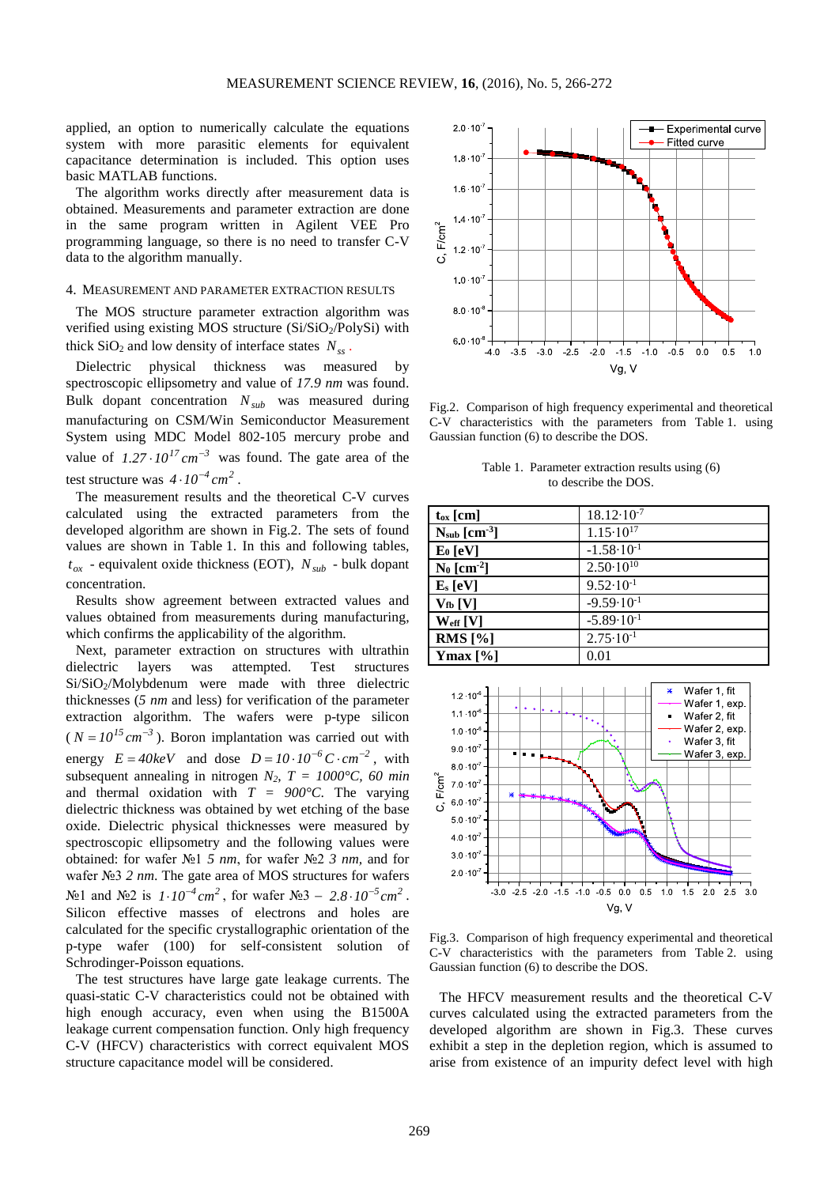applied, an option to numerically calculate the equations system with more parasitic elements for equivalent capacitance determination is included. This option uses basic MATLAB functions.

The algorithm works directly after measurement data is obtained. Measurements and parameter extraction are done in the same program written in Agilent VEE Pro programming language, so there is no need to transfer C-V data to the algorithm manually.

## 4. Measurement and parameter extraction results

The MOS structure parameter extraction algorithm was verified using existing MOS structure ($Si/SiO_2$/PolySi) with thick $SiO_2$ and low density of interface states $N_{ss}$.

Dielectric physical thickness was measured by spectroscopic ellipsometry and value of *17.9 nm* was found. Bulk dopant concentration $N_{sub}$ was measured during manufacturing on CSM/Win Semiconductor Measurement System using MDC Model 802-105 mercury probe and value of $1.27 \cdot 10^{17}\,cm^{-3}$ was found. The gate area of the test structure was $4 \cdot 10^{-4}\,cm^{2}$.

The measurement results and the theoretical C-V curves calculated using the extracted parameters from the developed algorithm are shown in Fig.2. The sets of found values are shown in Table 1. In this and following tables, $t_{ox}$ - equivalent oxide thickness (EOT), $N_{sub}$ - bulk dopant concentration.

Results show agreement between extracted values and values obtained from measurements during manufacturing, which confirms the applicability of the algorithm.

Next, parameter extraction on structures with ultrathin dielectric layers was attempted. Test structures $Si/SiO_2$/Molybdenum were made with three dielectric thicknesses (*5 nm* and less) for verification of the parameter extraction algorithm. The wafers were p-type silicon ($N = 10^{15}\,cm^{-3}$). Boron implantation was carried out with energy $E = 40keV$ and dose $D = 10 \cdot 10^{-6}\,C \cdot cm^{-2}$, with subsequent annealing in nitrogen $N_2$, $T = 1000°C$, *60 min* and thermal oxidation with $T = 900°C$. The varying dielectric thickness was obtained by wet etching of the base oxide. Dielectric physical thicknesses were measured by spectroscopic ellipsometry and the following values were obtained: for wafer №1 *5 nm*, for wafer №2 *3 nm*, and for wafer №3 *2 nm*. The gate area of MOS structures for wafers №1 and №2 is $1 \cdot 10^{-4}\,cm^{2}$, for wafer №3 – $2.8 \cdot 10^{-5}\,cm^{2}$. Silicon effective masses of electrons and holes are calculated for the specific crystallographic orientation of the p-type wafer (100) for self-consistent solution of Schrodinger-Poisson equations.

The test structures have large gate leakage currents. The quasi-static C-V characteristics could not be obtained with high enough accuracy, even when using the B1500A leakage current compensation function. Only high frequency C-V (HFCV) characteristics with correct equivalent MOS structure capacitance model will be considered.

Fig.2. Comparison of high frequency experimental and theoretical C-V characteristics with the parameters from Table 1. using Gaussian function (6) to describe the DOS.

Table 1. Parameter extraction results using (6) to describe the DOS.

| | |
|---|---|
| **$t_{ox}$ [cm]** | $18.12 \cdot 10^{-7}$ |
| **$N_{sub}$ [cm$^{-3}$]** | $1.15 \cdot 10^{17}$ |
| **$E_0$ [eV]** | $-1.58 \cdot 10^{-1}$ |
| **$N_0$ [cm$^{-2}$]** | $2.50 \cdot 10^{10}$ |
| **$E_s$ [eV]** | $9.52 \cdot 10^{-1}$ |
| **$V_{fb}$ [V]** | $-9.59 \cdot 10^{-1}$ |
| **$W_{eff}$ [V]** | $-5.89 \cdot 10^{-1}$ |
| **RMS [%]** | $2.75 \cdot 10^{-1}$ |
| **Ymax [%]** | 0.01 |

Fig.3. Comparison of high frequency experimental and theoretical C-V characteristics with the parameters from Table 2. using Gaussian function (6) to describe the DOS.

The HFCV measurement results and the theoretical C-V curves calculated using the extracted parameters from the developed algorithm are shown in Fig.3. These curves exhibit a step in the depletion region, which is assumed to arise from existence of an impurity defect level with high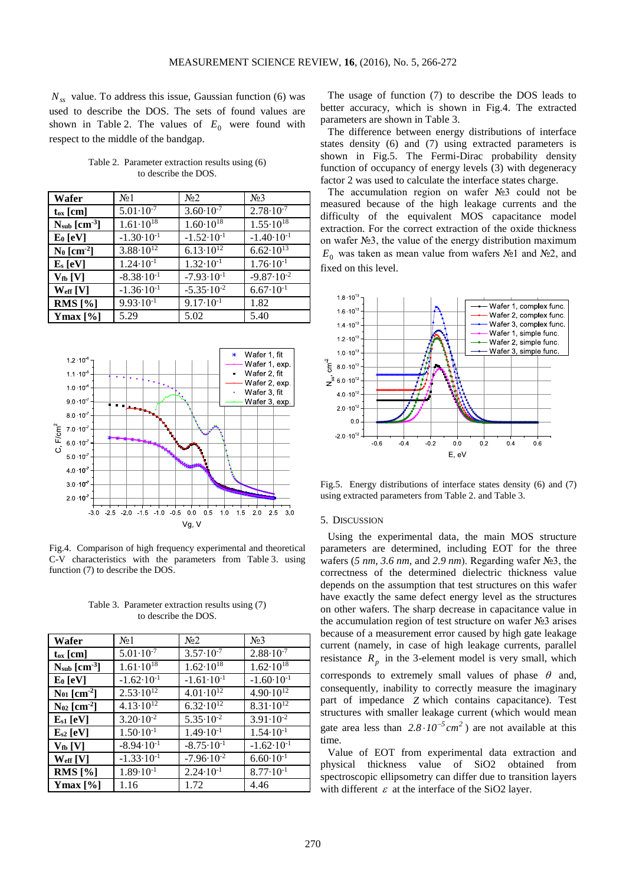$N_{ss}$ value. To address this issue, Gaussian function (6) was used to describe the DOS. The sets of found values are shown in Table 2. The values of $E_0$ were found with respect to the middle of the bandgap.

Table 2. Parameter extraction results using (6) to describe the DOS.

| Wafer | №1 | №2 | №3 |
|---|---|---|---|
| $t_{ox}$ [cm] | $5.01\cdot10^{-7}$ | $3.60\cdot10^{-7}$ | $2.78\cdot10^{-7}$ |
| $N_{sub}$ [cm$^{-3}$] | $1.61\cdot10^{18}$ | $1.60\cdot10^{18}$ | $1.55\cdot10^{18}$ |
| $E_0$ [eV] | $-1.30\cdot10^{-1}$ | $-1.52\cdot10^{-1}$ | $-1.40\cdot10^{-1}$ |
| $N_0$ [cm$^{-2}$] | $3.88\cdot10^{12}$ | $6.13\cdot10^{12}$ | $6.62\cdot10^{13}$ |
| $E_s$ [eV] | $1.24\cdot10^{-1}$ | $1.32\cdot10^{-1}$ | $1.76\cdot10^{-1}$ |
| $V_{fb}$ [V] | $-8.38\cdot10^{-1}$ | $-7.93\cdot10^{-1}$ | $-9.87\cdot10^{-2}$ |
| $W_{eff}$ [V] | $-1.36\cdot10^{-1}$ | $-5.35\cdot10^{-2}$ | $6.67\cdot10^{-1}$ |
| RMS [%] | $9.93\cdot10^{-1}$ | $9.17\cdot10^{-1}$ | 1.82 |
| Ymax [%] | 5.29 | 5.02 | 5.40 |

Fig.4. Comparison of high frequency experimental and theoretical C-V characteristics with the parameters from Table 3. using function (7) to describe the DOS.

Table 3. Parameter extraction results using (7) to describe the DOS.

| Wafer | №1 | №2 | №3 |
|---|---|---|---|
| $t_{ox}$ [cm] | $5.01\cdot10^{-7}$ | $3.57\cdot10^{-7}$ | $2.88\cdot10^{-7}$ |
| $N_{sub}$ [cm$^{-3}$] | $1.61\cdot10^{18}$ | $1.62\cdot10^{18}$ | $1.62\cdot10^{18}$ |
| $E_0$ [eV] | $-1.62\cdot10^{-1}$ | $-1.61\cdot10^{-1}$ | $-1.60\cdot10^{-1}$ |
| $N_{01}$ [cm$^{-2}$] | $2.53\cdot10^{12}$ | $4.01\cdot10^{12}$ | $4.90\cdot10^{12}$ |
| $N_{02}$ [cm$^{-2}$] | $4.13\cdot10^{12}$ | $6.32\cdot10^{12}$ | $8.31\cdot10^{12}$ |
| $E_{s1}$ [eV] | $3.20\cdot10^{-2}$ | $5.35\cdot10^{-2}$ | $3.91\cdot10^{-2}$ |
| $E_{s2}$ [eV] | $1.50\cdot10^{-1}$ | $1.49\cdot10^{-1}$ | $1.54\cdot10^{-1}$ |
| $V_{fb}$ [V] | $-8.94\cdot10^{-1}$ | $-8.75\cdot10^{-1}$ | $-1.62\cdot10^{-1}$ |
| $W_{eff}$ [V] | $-1.33\cdot10^{-1}$ | $-7.96\cdot10^{-2}$ | $6.60\cdot10^{-1}$ |
| RMS [%] | $1.89\cdot10^{-1}$ | $2.24\cdot10^{-1}$ | $8.77\cdot10^{-1}$ |
| Ymax [%] | 1.16 | 1.72 | 4.46 |

The usage of function (7) to describe the DOS leads to better accuracy, which is shown in Fig.4. The extracted parameters are shown in Table 3.

The difference between energy distributions of interface states density (6) and (7) using extracted parameters is shown in Fig.5. The Fermi-Dirac probability density function of occupancy of energy levels (3) with degeneracy factor 2 was used to calculate the interface states charge.

The accumulation region on wafer №3 could not be measured because of the high leakage currents and the difficulty of the equivalent MOS capacitance model extraction. For the correct extraction of the oxide thickness on wafer №3, the value of the energy distribution maximum $E_0$ was taken as mean value from wafers №1 and №2, and fixed on this level.

Fig.5. Energy distributions of interface states density (6) and (7) using extracted parameters from Table 2. and Table 3.

## 5. Discussion

Using the experimental data, the main MOS structure parameters are determined, including EOT for the three wafers (*5 nm*, *3.6 nm*, and *2.9 nm*). Regarding wafer №3, the correctness of the determined dielectric thickness value depends on the assumption that test structures on this wafer have exactly the same defect energy level as the structures on other wafers. The sharp decrease in capacitance value in the accumulation region of test structure on wafer №3 arises because of a measurement error caused by high gate leakage current (namely, in case of high leakage currents, parallel resistance $R_p$ in the 3-element model is very small, which corresponds to extremely small values of phase $\theta$ and, consequently, inability to correctly measure the imaginary part of impedance $Z$ which contains capacitance). Test structures with smaller leakage current (which would mean gate area less than $2.8\cdot10^{-5}cm^2$) are not available at this time.

Value of EOT from experimental data extraction and physical thickness value of SiO2 obtained from spectroscopic ellipsometry can differ due to transition layers with different $\varepsilon$ at the interface of the SiO2 layer.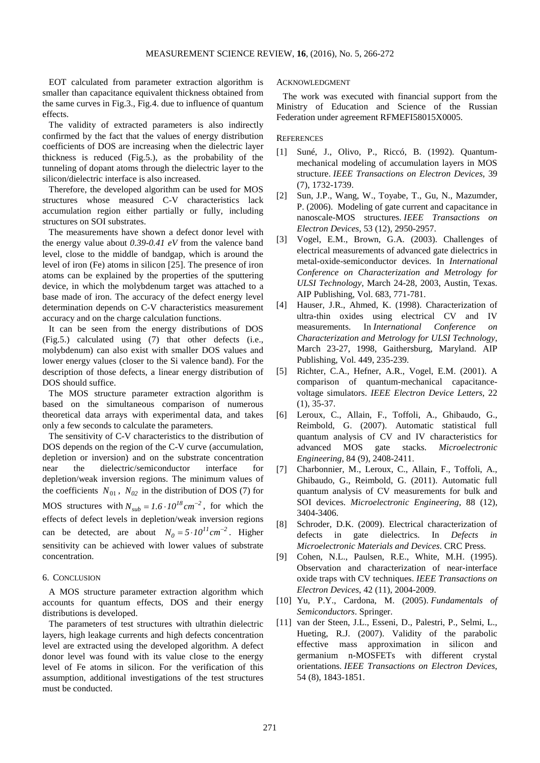EOT calculated from parameter extraction algorithm is smaller than capacitance equivalent thickness obtained from the same curves in Fig.3., Fig.4. due to influence of quantum effects.

The validity of extracted parameters is also indirectly confirmed by the fact that the values of energy distribution coefficients of DOS are increasing when the dielectric layer thickness is reduced (Fig.5.), as the probability of the tunneling of dopant atoms through the dielectric layer to the silicon/dielectric interface is also increased.

Therefore, the developed algorithm can be used for MOS structures whose measured C-V characteristics lack accumulation region either partially or fully, including structures on SOI substrates.

The measurements have shown a defect donor level with the energy value about *0.39-0.41 eV* from the valence band level, close to the middle of bandgap, which is around the level of iron (Fe) atoms in silicon [25]. The presence of iron atoms can be explained by the properties of the sputtering device, in which the molybdenum target was attached to a base made of iron. The accuracy of the defect energy level determination depends on C-V characteristics measurement accuracy and on the charge calculation functions.

It can be seen from the energy distributions of DOS (Fig.5.) calculated using (7) that other defects (i.e., molybdenum) can also exist with smaller DOS values and lower energy values (closer to the Si valence band). For the description of those defects, a linear energy distribution of DOS should suffice.

The MOS structure parameter extraction algorithm is based on the simultaneous comparison of numerous theoretical data arrays with experimental data, and takes only a few seconds to calculate the parameters.

The sensitivity of C-V characteristics to the distribution of DOS depends on the region of the C-V curve (accumulation, depletion or inversion) and on the substrate concentration near the dielectric/semiconductor interface for depletion/weak inversion regions. The minimum values of the coefficients $N_{01}$, $N_{02}$ in the distribution of DOS (7) for MOS structures with $N_{sub} = 1.6 \cdot 10^{18} cm^{-2}$, for which the effects of defect levels in depletion/weak inversion regions can be detected, are about $N_0 = 5 \cdot 10^{11} cm^{-2}$. Higher sensitivity can be achieved with lower values of substrate concentration.

## 6. Conclusion

A MOS structure parameter extraction algorithm which accounts for quantum effects, DOS and their energy distributions is developed.

The parameters of test structures with ultrathin dielectric layers, high leakage currents and high defects concentration level are extracted using the developed algorithm. A defect donor level was found with its value close to the energy level of Fe atoms in silicon. For the verification of this assumption, additional investigations of the test structures must be conducted.

## Acknowledgment

The work was executed with financial support from the Ministry of Education and Science of the Russian Federation under agreement RFMEFI58015X0005.

## References

[1] Suné, J., Olivo, P., Riccó, B. (1992). Quantum-mechanical modeling of accumulation layers in MOS structure. *IEEE Transactions on Electron Devices*, 39 (7), 1732-1739.

[2] Sun, J.P., Wang, W., Toyabe, T., Gu, N., Mazumder, P. (2006). Modeling of gate current and capacitance in nanoscale-MOS structures. *IEEE Transactions on Electron Devices*, 53 (12), 2950-2957.

[3] Vogel, E.M., Brown, G.A. (2003). Challenges of electrical measurements of advanced gate dielectrics in metal-oxide-semiconductor devices. In *International Conference on Characterization and Metrology for ULSI Technology*, March 24-28, 2003, Austin, Texas. AIP Publishing, Vol. 683, 771-781.

[4] Hauser, J.R., Ahmed, K. (1998). Characterization of ultra-thin oxides using electrical CV and IV measurements. In *International Conference on Characterization and Metrology for ULSI Technology*, March 23-27, 1998, Gaithersburg, Maryland. AIP Publishing, Vol. 449, 235-239.

[5] Richter, C.A., Hefner, A.R., Vogel, E.M. (2001). A comparison of quantum-mechanical capacitance-voltage simulators. *IEEE Electron Device Letters*, 22 (1), 35-37.

[6] Leroux, C., Allain, F., Toffoli, A., Ghibaudo, G., Reimbold, G. (2007). Automatic statistical full quantum analysis of CV and IV characteristics for advanced MOS gate stacks. *Microelectronic Engineering*, 84 (9), 2408-2411.

[7] Charbonnier, M., Leroux, C., Allain, F., Toffoli, A., Ghibaudo, G., Reimbold, G. (2011). Automatic full quantum analysis of CV measurements for bulk and SOI devices. *Microelectronic Engineering*, 88 (12), 3404-3406.

[8] Schroder, D.K. (2009). Electrical characterization of defects in gate dielectrics. In *Defects in Microelectronic Materials and Devices*. CRC Press.

[9] Cohen, N.L., Paulsen, R.E., White, M.H. (1995). Observation and characterization of near-interface oxide traps with CV techniques. *IEEE Transactions on Electron Devices*, 42 (11), 2004-2009.

[10] Yu, P.Y., Cardona, M. (2005). *Fundamentals of Semiconductors*. Springer.

[11] van der Steen, J.L., Esseni, D., Palestri, P., Selmi, L., Hueting, R.J. (2007). Validity of the parabolic effective mass approximation in silicon and germanium n-MOSFETs with different crystal orientations. *IEEE Transactions on Electron Devices*, 54 (8), 1843-1851.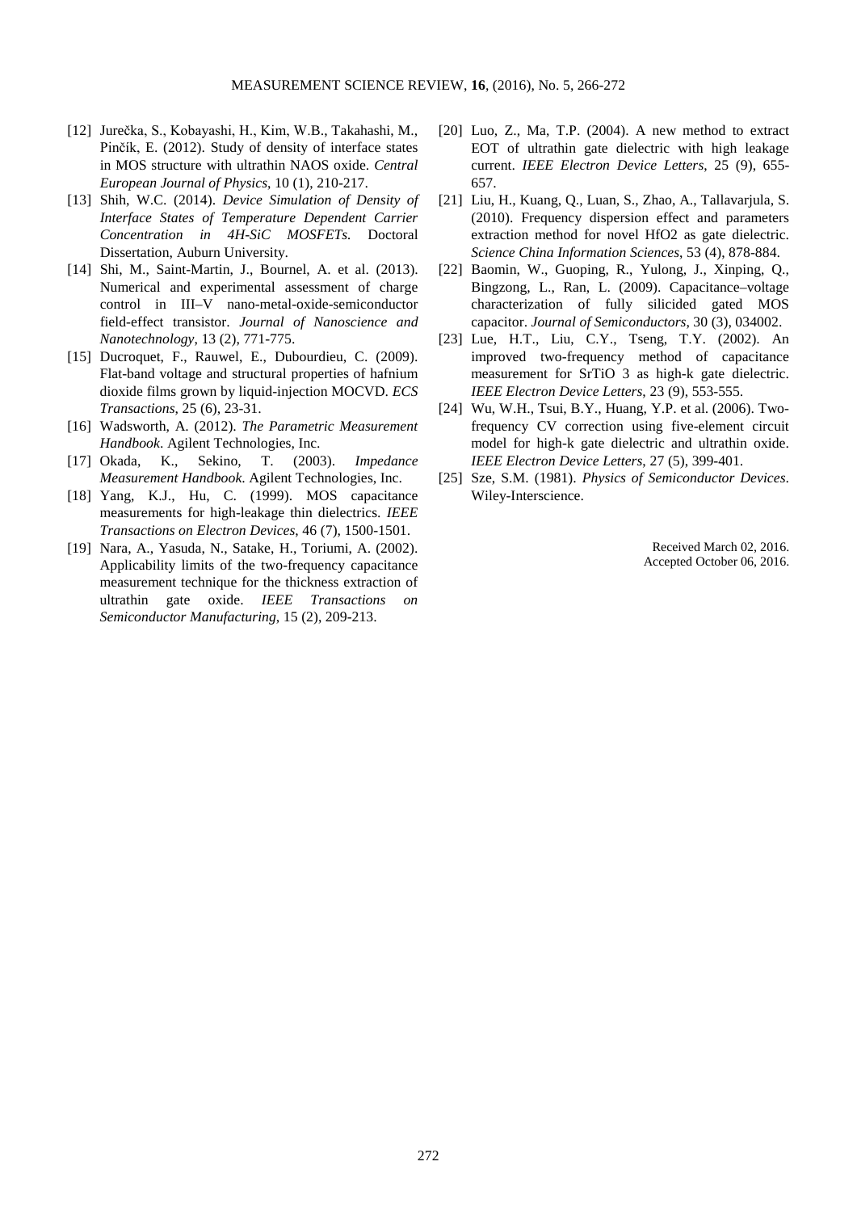[12] Jurečka, S., Kobayashi, H., Kim, W.B., Takahashi, M., Pinčík, E. (2012). Study of density of interface states in MOS structure with ultrathin NAOS oxide. *Central European Journal of Physics*, 10 (1), 210-217.

[13] Shih, W.C. (2014). *Device Simulation of Density of Interface States of Temperature Dependent Carrier Concentration in 4H-SiC MOSFETs*. Doctoral Dissertation, Auburn University.

[14] Shi, M., Saint-Martin, J., Bournel, A. et al. (2013). Numerical and experimental assessment of charge control in III–V nano-metal-oxide-semiconductor field-effect transistor. *Journal of Nanoscience and Nanotechnology*, 13 (2), 771-775.

[15] Ducroquet, F., Rauwel, E., Dubourdieu, C. (2009). Flat-band voltage and structural properties of hafnium dioxide films grown by liquid-injection MOCVD. *ECS Transactions*, 25 (6), 23-31.

[16] Wadsworth, A. (2012). *The Parametric Measurement Handbook*. Agilent Technologies, Inc.

[17] Okada, K., Sekino, T. (2003). *Impedance Measurement Handbook*. Agilent Technologies, Inc.

[18] Yang, K.J., Hu, C. (1999). MOS capacitance measurements for high-leakage thin dielectrics. *IEEE Transactions on Electron Devices*, 46 (7), 1500-1501.

[19] Nara, A., Yasuda, N., Satake, H., Toriumi, A. (2002). Applicability limits of the two-frequency capacitance measurement technique for the thickness extraction of ultrathin gate oxide. *IEEE Transactions on Semiconductor Manufacturing*, 15 (2), 209-213.

[20] Luo, Z., Ma, T.P. (2004). A new method to extract EOT of ultrathin gate dielectric with high leakage current. *IEEE Electron Device Letters*, 25 (9), 655-657.

[21] Liu, H., Kuang, Q., Luan, S., Zhao, A., Tallavarjula, S. (2010). Frequency dispersion effect and parameters extraction method for novel HfO2 as gate dielectric. *Science China Information Sciences*, 53 (4), 878-884.

[22] Baomin, W., Guoping, R., Yulong, J., Xinping, Q., Bingzong, L., Ran, L. (2009). Capacitance–voltage characterization of fully silicided gated MOS capacitor. *Journal of Semiconductors*, 30 (3), 034002.

[23] Lue, H.T., Liu, C.Y., Tseng, T.Y. (2002). An improved two-frequency method of capacitance measurement for SrTiO 3 as high-k gate dielectric. *IEEE Electron Device Letters*, 23 (9), 553-555.

[24] Wu, W.H., Tsui, B.Y., Huang, Y.P. et al. (2006). Two-frequency CV correction using five-element circuit model for high-k gate dielectric and ultrathin oxide. *IEEE Electron Device Letters*, 27 (5), 399-401.

[25] Sze, S.M. (1981). *Physics of Semiconductor Devices*. Wiley-Interscience.

Received March 02, 2016.
Accepted October 06, 2016.